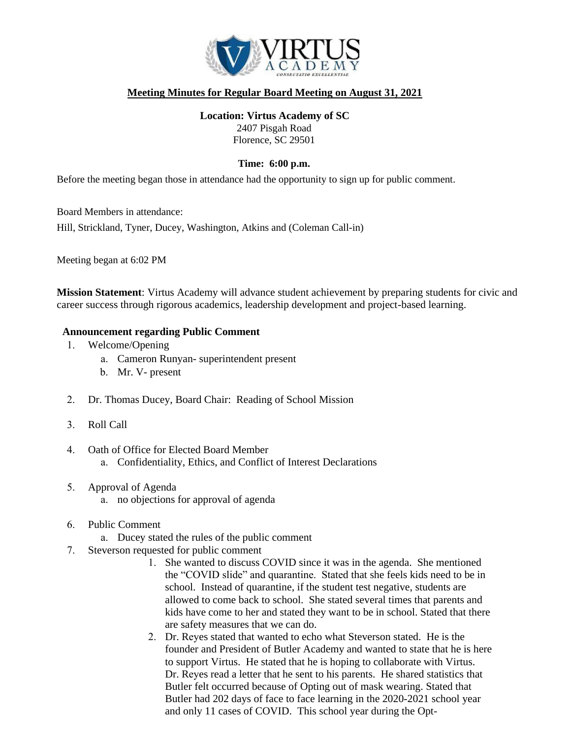**Meeting Minutes for Regular Board Meeting on August 31, 2021**

**Location: Virtus Academy of SC**
2407 Pisgah Road
Florence, SC 29501

**Time: 6:00 p.m.**

Before the meeting began those in attendance had the opportunity to sign up for public comment.

Board Members in attendance:

Hill, Strickland, Tyner, Ducey, Washington, Atkins and (Coleman Call-in)

Meeting began at 6:02 PM

**Mission Statement**: Virtus Academy will advance student achievement by preparing students for civic and career success through rigorous academics, leadership development and project-based learning.

**Announcement regarding Public Comment**

1. Welcome/Opening
   a. Cameron Runyan- superintendent present
   b. Mr. V- present
2. Dr. Thomas Ducey, Board Chair: Reading of School Mission
3. Roll Call
4. Oath of Office for Elected Board Member
   a. Confidentiality, Ethics, and Conflict of Interest Declarations
5. Approval of Agenda
   a. no objections for approval of agenda
6. Public Comment
   a. Ducey stated the rules of the public comment
7. Steverson requested for public comment
   1. She wanted to discuss COVID since it was in the agenda. She mentioned the "COVID slide" and quarantine. Stated that she feels kids need to be in school. Instead of quarantine, if the student test negative, students are allowed to come back to school. She stated several times that parents and kids have come to her and stated they want to be in school. Stated that there are safety measures that we can do.
   2. Dr. Reyes stated that wanted to echo what Steverson stated. He is the founder and President of Butler Academy and wanted to state that he is here to support Virtus. He stated that he is hoping to collaborate with Virtus. Dr. Reyes read a letter that he sent to his parents. He shared statistics that Butler felt occurred because of Opting out of mask wearing. Stated that Butler had 202 days of face to face learning in the 2020-2021 school year and only 11 cases of COVID. This school year during the Opt-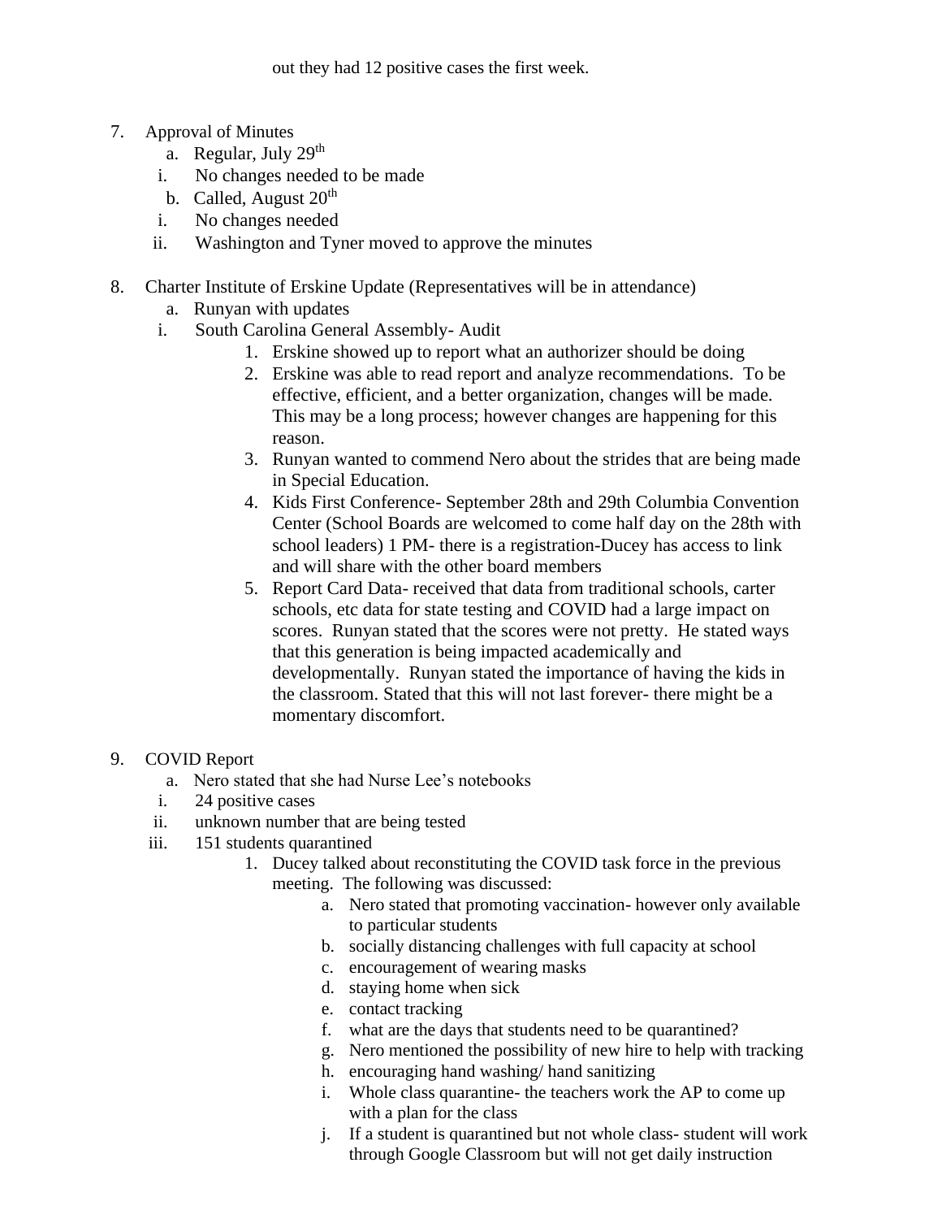out they had 12 positive cases the first week.

7. Approval of Minutes
   a. Regular, July 29th
      i. No changes needed to be made
   b. Called, August 20th
      i. No changes needed
      ii. Washington and Tyner moved to approve the minutes

8. Charter Institute of Erskine Update (Representatives will be in attendance)
   a. Runyan with updates
      i. South Carolina General Assembly- Audit
         1. Erskine showed up to report what an authorizer should be doing
         2. Erskine was able to read report and analyze recommendations. To be effective, efficient, and a better organization, changes will be made. This may be a long process; however changes are happening for this reason.
         3. Runyan wanted to commend Nero about the strides that are being made in Special Education.
         4. Kids First Conference- September 28th and 29th Columbia Convention Center (School Boards are welcomed to come half day on the 28th with school leaders) 1 PM- there is a registration-Ducey has access to link and will share with the other board members
         5. Report Card Data- received that data from traditional schools, carter schools, etc data for state testing and COVID had a large impact on scores. Runyan stated that the scores were not pretty. He stated ways that this generation is being impacted academically and developmentally. Runyan stated the importance of having the kids in the classroom. Stated that this will not last forever- there might be a momentary discomfort.

9. COVID Report
   a. Nero stated that she had Nurse Lee's notebooks
      i. 24 positive cases
      ii. unknown number that are being tested
      iii. 151 students quarantined
         1. Ducey talked about reconstituting the COVID task force in the previous meeting. The following was discussed:
            a. Nero stated that promoting vaccination- however only available to particular students
            b. socially distancing challenges with full capacity at school
            c. encouragement of wearing masks
            d. staying home when sick
            e. contact tracking
            f. what are the days that students need to be quarantined?
            g. Nero mentioned the possibility of new hire to help with tracking
            h. encouraging hand washing/ hand sanitizing
            i. Whole class quarantine- the teachers work the AP to come up with a plan for the class
            j. If a student is quarantined but not whole class- student will work through Google Classroom but will not get daily instruction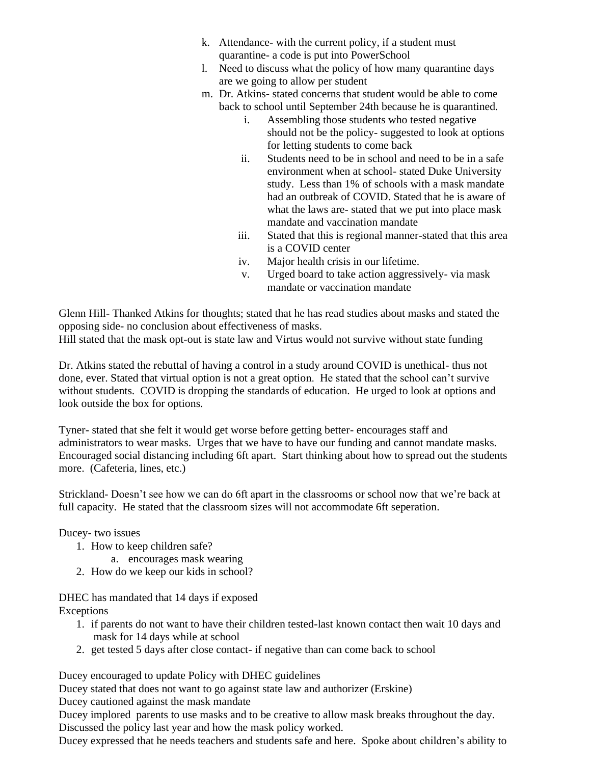k. Attendance- with the current policy, if a student must quarantine- a code is put into PowerSchool
l. Need to discuss what the policy of how many quarantine days are we going to allow per student
m. Dr. Atkins- stated concerns that student would be able to come back to school until September 24th because he is quarantined.
    i. Assembling those students who tested negative should not be the policy- suggested to look at options for letting students to come back
    ii. Students need to be in school and need to be in a safe environment when at school- stated Duke University study. Less than 1% of schools with a mask mandate had an outbreak of COVID. Stated that he is aware of what the laws are- stated that we put into place mask mandate and vaccination mandate
    iii. Stated that this is regional manner-stated that this area is a COVID center
    iv. Major health crisis in our lifetime.
    v. Urged board to take action aggressively- via mask mandate or vaccination mandate

Glenn Hill- Thanked Atkins for thoughts; stated that he has read studies about masks and stated the opposing side- no conclusion about effectiveness of masks.
Hill stated that the mask opt-out is state law and Virtus would not survive without state funding

Dr. Atkins stated the rebuttal of having a control in a study around COVID is unethical- thus not done, ever. Stated that virtual option is not a great option. He stated that the school can't survive without students. COVID is dropping the standards of education. He urged to look at options and look outside the box for options.

Tyner- stated that she felt it would get worse before getting better- encourages staff and administrators to wear masks. Urges that we have to have our funding and cannot mandate masks. Encouraged social distancing including 6ft apart. Start thinking about how to spread out the students more. (Cafeteria, lines, etc.)

Strickland- Doesn't see how we can do 6ft apart in the classrooms or school now that we're back at full capacity. He stated that the classroom sizes will not accommodate 6ft seperation.

Ducey- two issues
1. How to keep children safe?
    a. encourages mask wearing
2. How do we keep our kids in school?

DHEC has mandated that 14 days if exposed
Exceptions
1. if parents do not want to have their children tested-last known contact then wait 10 days and mask for 14 days while at school
2. get tested 5 days after close contact- if negative than can come back to school

Ducey encouraged to update Policy with DHEC guidelines
Ducey stated that does not want to go against state law and authorizer (Erskine)
Ducey cautioned against the mask mandate
Ducey implored parents to use masks and to be creative to allow mask breaks throughout the day.
Discussed the policy last year and how the mask policy worked.
Ducey expressed that he needs teachers and students safe and here. Spoke about children's ability to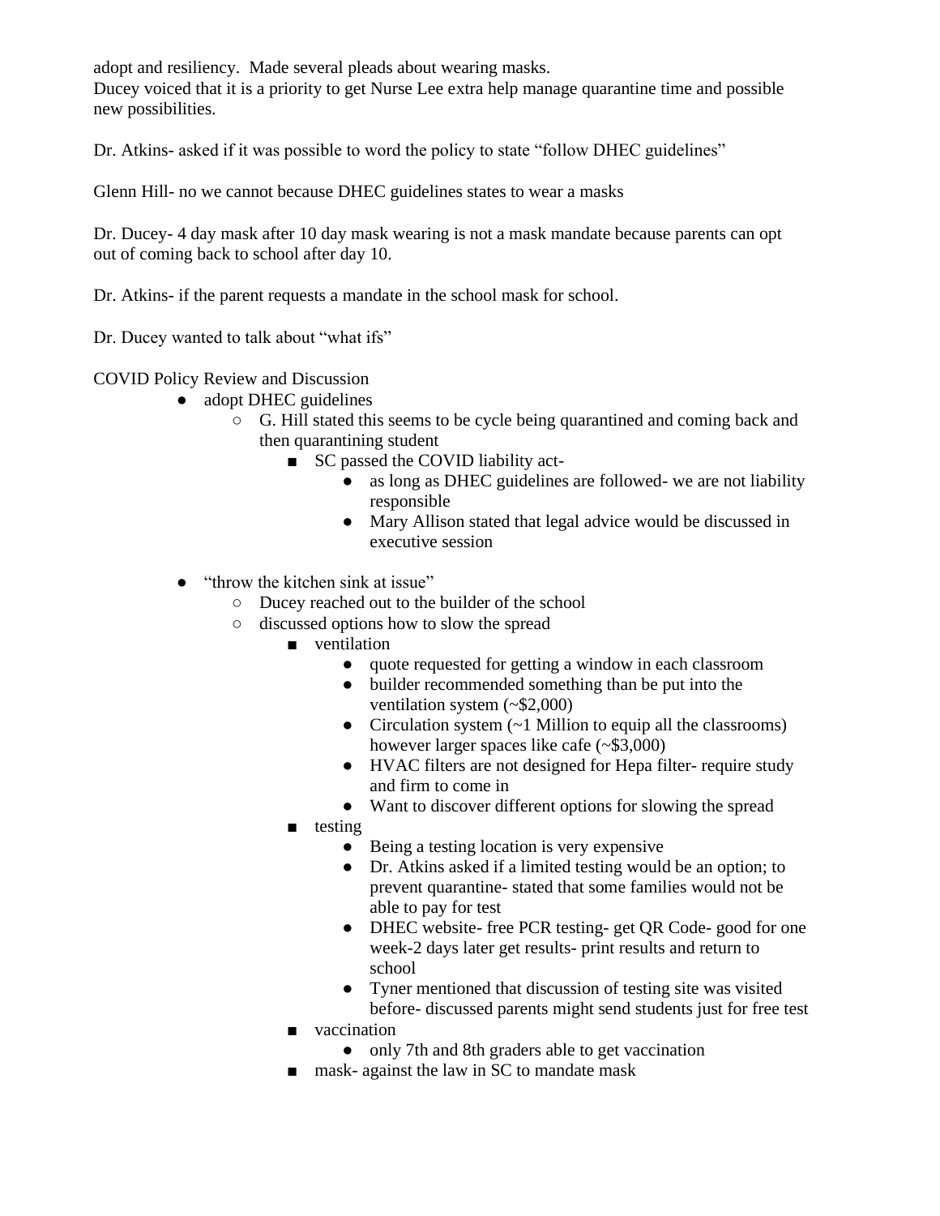adopt and resiliency. Made several pleads about wearing masks.
Ducey voiced that it is a priority to get Nurse Lee extra help manage quarantine time and possible new possibilities.

Dr. Atkins- asked if it was possible to word the policy to state "follow DHEC guidelines"

Glenn Hill- no we cannot because DHEC guidelines states to wear a masks

Dr. Ducey- 4 day mask after 10 day mask wearing is not a mask mandate because parents can opt out of coming back to school after day 10.

Dr. Atkins- if the parent requests a mandate in the school mask for school.

Dr. Ducey wanted to talk about "what ifs"

COVID Policy Review and Discussion

- adopt DHEC guidelines
  - G. Hill stated this seems to be cycle being quarantined and coming back and then quarantining student
    - SC passed the COVID liability act-
      - as long as DHEC guidelines are followed- we are not liability responsible
      - Mary Allison stated that legal advice would be discussed in executive session
- "throw the kitchen sink at issue"
  - Ducey reached out to the builder of the school
  - discussed options how to slow the spread
    - ventilation
      - quote requested for getting a window in each classroom
      - builder recommended something than be put into the ventilation system (~$2,000)
      - Circulation system (~1 Million to equip all the classrooms) however larger spaces like cafe (~$3,000)
      - HVAC filters are not designed for Hepa filter- require study and firm to come in
      - Want to discover different options for slowing the spread
    - testing
      - Being a testing location is very expensive
      - Dr. Atkins asked if a limited testing would be an option; to prevent quarantine- stated that some families would not be able to pay for test
      - DHEC website- free PCR testing- get QR Code- good for one week-2 days later get results- print results and return to school
      - Tyner mentioned that discussion of testing site was visited before- discussed parents might send students just for free test
    - vaccination
      - only 7th and 8th graders able to get vaccination
    - mask- against the law in SC to mandate mask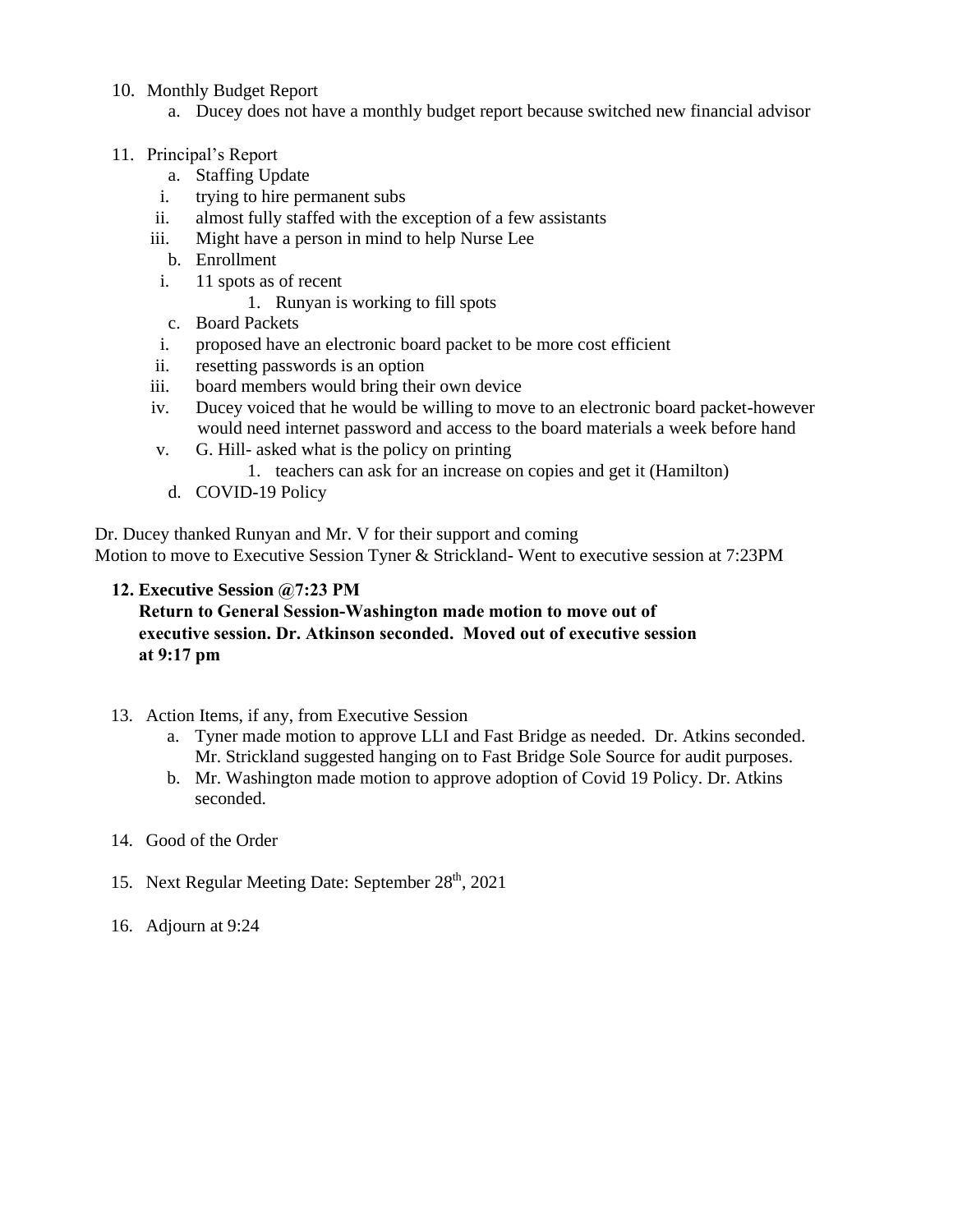10. Monthly Budget Report
    a. Ducey does not have a monthly budget report because switched new financial advisor

11. Principal's Report
    a. Staffing Update
       i. trying to hire permanent subs
       ii. almost fully staffed with the exception of a few assistants
       iii. Might have a person in mind to help Nurse Lee
    b. Enrollment
       i. 11 spots as of recent
          1. Runyan is working to fill spots
    c. Board Packets
       i. proposed have an electronic board packet to be more cost efficient
       ii. resetting passwords is an option
       iii. board members would bring their own device
       iv. Ducey voiced that he would be willing to move to an electronic board packet-however would need internet password and access to the board materials a week before hand
       v. G. Hill- asked what is the policy on printing
          1. teachers can ask for an increase on copies and get it (Hamilton)
    d. COVID-19 Policy

Dr. Ducey thanked Runyan and Mr. V for their support and coming
Motion to move to Executive Session Tyner & Strickland- Went to executive session at 7:23PM

**12. Executive Session @7:23 PM**
**Return to General Session-Washington made motion to move out of executive session. Dr. Atkinson seconded. Moved out of executive session at 9:17 pm**

13. Action Items, if any, from Executive Session
    a. Tyner made motion to approve LLI and Fast Bridge as needed. Dr. Atkins seconded. Mr. Strickland suggested hanging on to Fast Bridge Sole Source for audit purposes.
    b. Mr. Washington made motion to approve adoption of Covid 19 Policy. Dr. Atkins seconded.

14. Good of the Order

15. Next Regular Meeting Date: September 28th, 2021

16. Adjourn at 9:24